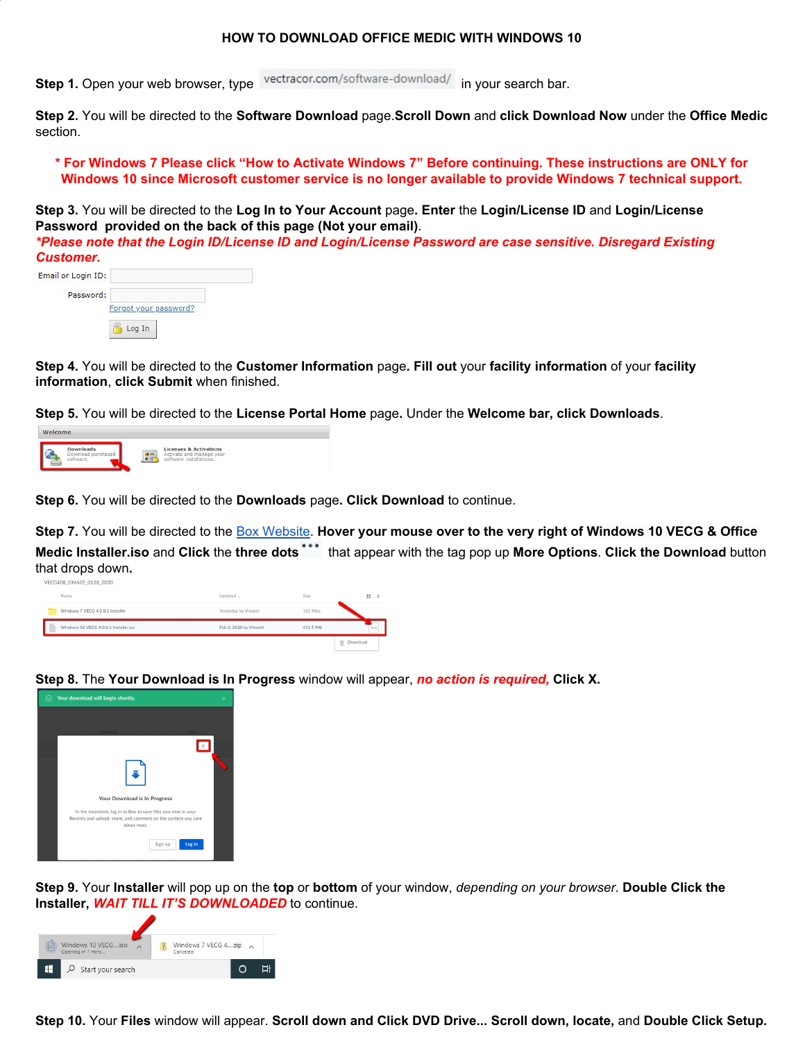# HOW TO DOWNLOAD OFFICE MEDIC WITH WINDOWS 10

**Step 1.** Open your web browser, type vectracor.com/software-download/ in your search bar.

**Step 2.** You will be directed to the **Software Download** page.**Scroll Down** and **click Download Now** under the **Office Medic** section.

***For Windows 7 Please click "How to Activate Windows 7" Before continuing. These instructions are ONLY for Windows 10 since Microsoft customer service is no longer available to provide Windows 7 technical support.**

**Step 3.** You will be directed to the **Log In to Your Account** page**. Enter** the **Login/License ID** and **Login/License Password provided on the back of this page (Not your email)**.

***Please note that the Login ID/License ID and Login/License Password are case sensitive. Disregard Existing Customer.***

Email or Login ID:

Password:

Forgot your password?

Log In

**Step 4.** You will be directed to the **Customer Information** page**. Fill out** your **facility information** of your **facility information**, **click Submit** when finished.

**Step 5.** You will be directed to the **License Portal Home** page**.** Under the **Welcome bar, click Downloads**.

Welcome

Downloads – Download purchased software.

Licenses & Activations – Activate and manage your software installations.

**Step 6.** You will be directed to the **Downloads** page**. Click Download** to continue.

**Step 7.** You will be directed to the Box Website**. Hover your mouse over to the very right of Windows 10 VECG & Office Medic Installer.iso** and **Click** the **three dots** that appear with the tag pop up **More Options**. **Click the Download** button that drops down**.**

VECG408_OM605_0129_2020

| Name | Updated | Size |
|---|---|---|
| Windows 7 VECG 4.0.8.1 Installer | Yesterday by Vincent | 162 Files |
| Windows 10 VECG 4.0.8.1 Installer.iso | Feb 3, 2020 by Vincent | 411.5 MB |

Download

**Step 8.** The **Your Download is In Progress** window will appear, ***no action is required,*** **Click X.**

Your download will begin shortly.

Your Download is in Progress

In the meantime, log in to Box to save files you view in your Recents and upload, share, and comment on the content you care about most.

Sign up | Log in

**Step 9.** Your **Installer** will pop up on the **top** or **bottom** of your window, *depending on your browser*. **Double Click the Installer,** ***WAIT TILL IT'S DOWNLOADED*** to continue.

Windows 10 VECG....iso – Opening in 7 mins...

Windows 7 VECG 4....zip – Canceled

Start your search

**Step 10.** Your **Files** window will appear. **Scroll down and Click DVD Drive... Scroll down, locate,** and **Double Click Setup.**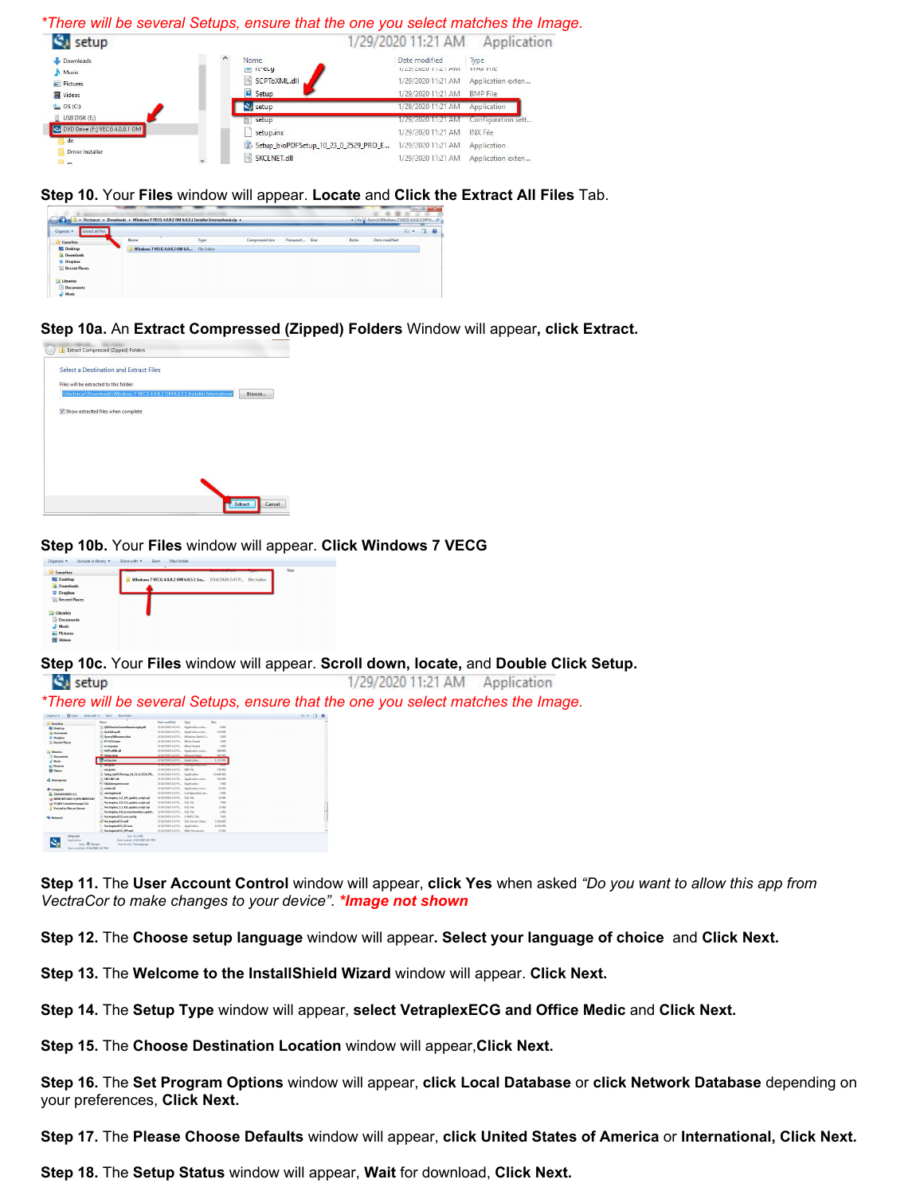*There will be several Setups, ensure that the one you select matches the Image.*

**Step 10.** Your **Files** window will appear. **Locate** and **Click the Extract All Files** Tab.

**Step 10a.** An **Extract Compressed (Zipped) Folders** Window will appear**, click Extract.**

**Step 10b.** Your **Files** window will appear. **Click Windows 7 VECG**

**Step 10c.** Your **Files** window will appear. **Scroll down, locate,** and **Double Click Setup.**

*There will be several Setups, ensure that the one you select matches the Image.*

**Step 11.** The **User Account Control** window will appear, **click Yes** when asked *"Do you want to allow this app from VectraCor to make changes to your device"*. ***\*Image not shown***

**Step 12.** The **Choose setup language** window will appear**. Select your language of choice** and **Click Next.**

**Step 13.** The **Welcome to the InstallShield Wizard** window will appear. **Click Next.**

**Step 14.** The **Setup Type** window will appear, **select VetraplexECG and Office Medic** and **Click Next.**

**Step 15.** The **Choose Destination Location** window will appear,**Click Next.**

**Step 16.** The **Set Program Options** window will appear, **click Local Database** or **click Network Database** depending on your preferences, **Click Next.**

**Step 17.** The **Please Choose Defaults** window will appear, **click United States of America** or **International, Click Next.**

**Step 18.** The **Setup Status** window will appear, **Wait** for download, **Click Next.**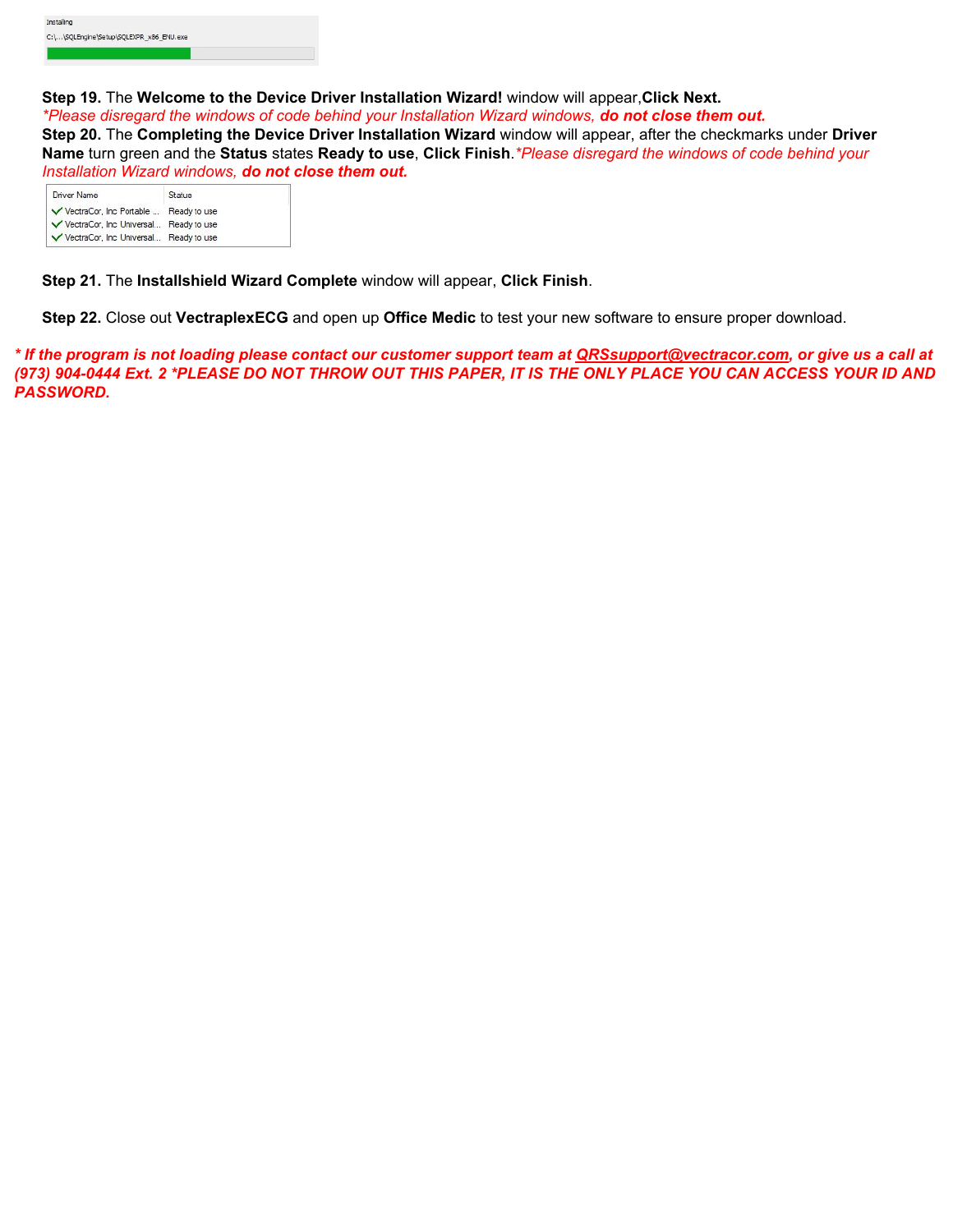Installing
C:\...\SQLEngine\Setup\SQLEXPR_x86_ENU.exe

**Step 19.** The **Welcome to the Device Driver Installation Wizard!** window will appear,**Click Next.**
*Please disregard the windows of code behind your Installation Wizard windows, **do not close them out.***
**Step 20.** The **Completing the Device Driver Installation Wizard** window will appear, after the checkmarks under **Driver Name** turn green and the **Status** states **Ready to use**, **Click Finish**.*Please disregard the windows of code behind your Installation Wizard windows, **do not close them out.***

| Driver Name | Status |
|---|---|
| ✓ VectraCor, Inc Portable ... | Ready to use |
| ✓ VectraCor, Inc Universal... | Ready to use |
| ✓ VectraCor, Inc Universal... | Ready to use |

**Step 21.** The **Installshield Wizard Complete** window will appear, **Click Finish**.

**Step 22.** Close out **VectraplexECG** and open up **Office Medic** to test your new software to ensure proper download.

***\* If the program is not loading please contact our customer support team at QRSsupport@vectracor.com, or give us a call at (973) 904-0444 Ext. 2 \*PLEASE DO NOT THROW OUT THIS PAPER, IT IS THE ONLY PLACE YOU CAN ACCESS YOUR ID AND PASSWORD.***